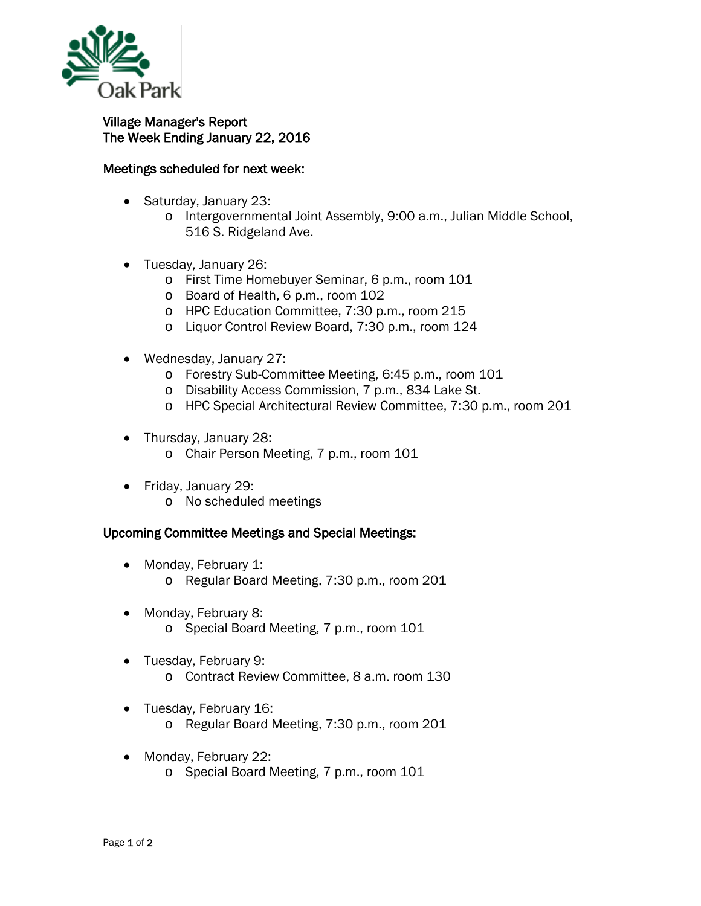Oak Park

# Village Manager's Report
## The Week Ending January 22, 2016

### Meetings scheduled for next week:

- Saturday, January 23:
    - Intergovernmental Joint Assembly, 9:00 a.m., Julian Middle School, 516 S. Ridgeland Ave.
- Tuesday, January 26:
    - First Time Homebuyer Seminar, 6 p.m., room 101
    - Board of Health, 6 p.m., room 102
    - HPC Education Committee, 7:30 p.m., room 215
    - Liquor Control Review Board, 7:30 p.m., room 124
- Wednesday, January 27:
    - Forestry Sub-Committee Meeting, 6:45 p.m., room 101
    - Disability Access Commission, 7 p.m., 834 Lake St.
    - HPC Special Architectural Review Committee, 7:30 p.m., room 201
- Thursday, January 28:
    - Chair Person Meeting, 7 p.m., room 101
- Friday, January 29:
    - No scheduled meetings

### Upcoming Committee Meetings and Special Meetings:

- Monday, February 1:
    - Regular Board Meeting, 7:30 p.m., room 201
- Monday, February 8:
    - Special Board Meeting, 7 p.m., room 101
- Tuesday, February 9:
    - Contract Review Committee, 8 a.m. room 130
- Tuesday, February 16:
    - Regular Board Meeting, 7:30 p.m., room 201
- Monday, February 22:
    - Special Board Meeting, 7 p.m., room 101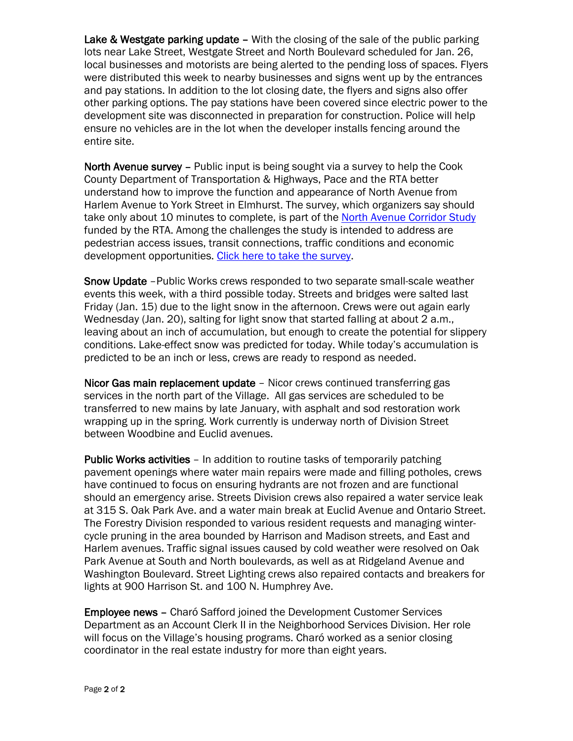**Lake & Westgate parking update** – With the closing of the sale of the public parking lots near Lake Street, Westgate Street and North Boulevard scheduled for Jan. 26, local businesses and motorists are being alerted to the pending loss of spaces. Flyers were distributed this week to nearby businesses and signs went up by the entrances and pay stations. In addition to the lot closing date, the flyers and signs also offer other parking options. The pay stations have been covered since electric power to the development site was disconnected in preparation for construction. Police will help ensure no vehicles are in the lot when the developer installs fencing around the entire site.

**North Avenue survey** – Public input is being sought via a survey to help the Cook County Department of Transportation & Highways, Pace and the RTA better understand how to improve the function and appearance of North Avenue from Harlem Avenue to York Street in Elmhurst. The survey, which organizers say should take only about 10 minutes to complete, is part of the North Avenue Corridor Study funded by the RTA. Among the challenges the study is intended to address are pedestrian access issues, transit connections, traffic conditions and economic development opportunities. Click here to take the survey.

**Snow Update** –Public Works crews responded to two separate small-scale weather events this week, with a third possible today. Streets and bridges were salted last Friday (Jan. 15) due to the light snow in the afternoon. Crews were out again early Wednesday (Jan. 20), salting for light snow that started falling at about 2 a.m., leaving about an inch of accumulation, but enough to create the potential for slippery conditions. Lake-effect snow was predicted for today. While today's accumulation is predicted to be an inch or less, crews are ready to respond as needed.

**Nicor Gas main replacement update** – Nicor crews continued transferring gas services in the north part of the Village. All gas services are scheduled to be transferred to new mains by late January, with asphalt and sod restoration work wrapping up in the spring. Work currently is underway north of Division Street between Woodbine and Euclid avenues.

**Public Works activities** – In addition to routine tasks of temporarily patching pavement openings where water main repairs were made and filling potholes, crews have continued to focus on ensuring hydrants are not frozen and are functional should an emergency arise. Streets Division crews also repaired a water service leak at 315 S. Oak Park Ave. and a water main break at Euclid Avenue and Ontario Street. The Forestry Division responded to various resident requests and managing winter-cycle pruning in the area bounded by Harrison and Madison streets, and East and Harlem avenues. Traffic signal issues caused by cold weather were resolved on Oak Park Avenue at South and North boulevards, as well as at Ridgeland Avenue and Washington Boulevard. Street Lighting crews also repaired contacts and breakers for lights at 900 Harrison St. and 100 N. Humphrey Ave.

**Employee news** – Charó Safford joined the Development Customer Services Department as an Account Clerk II in the Neighborhood Services Division. Her role will focus on the Village's housing programs. Charó worked as a senior closing coordinator in the real estate industry for more than eight years.